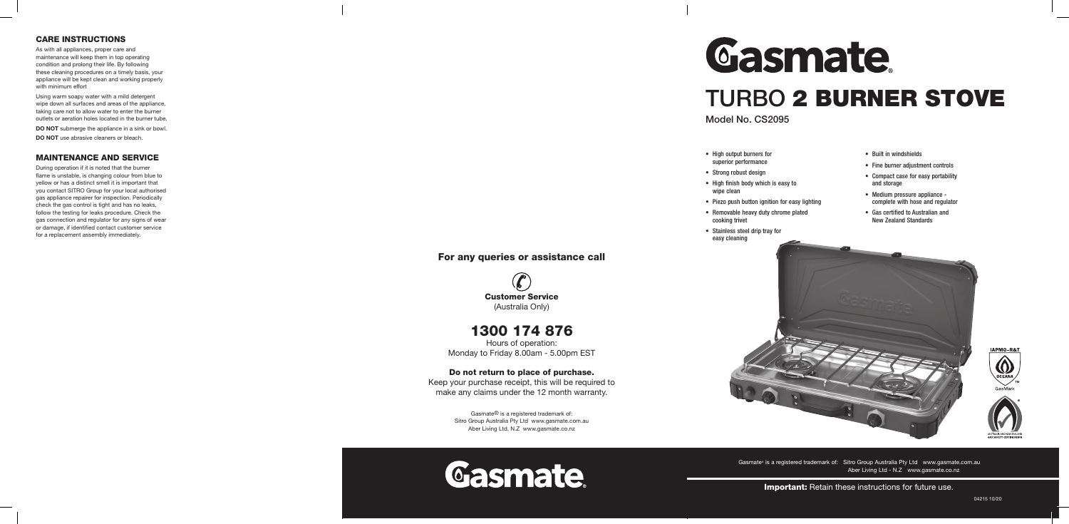## CARE INSTRUCTIONS

As with all appliances, proper care and maintenance will keep them in top operating condition and prolong their life. By following these cleaning procedures on a timely basis, your appliance will be kept clean and working properly with minimum effort

Using warm soapy water with a mild detergent wipe down all surfaces and areas of the appliance, taking care not to allow water to enter the burner outlets or aeration holes located in the burner tube.

**DO NOT** submerge the appliance in a sink or bowl.

**DO NOT** use abrasive cleaners or bleach.

## MAINTENANCE AND SERVICE

During operation if it is noted that the burner flame is unstable, is changing colour from blue to yellow or has a distinct smell it is important that you contact SITRO Group for your local authorised gas appliance repairer for inspection. Periodically check the gas control is tight and has no leaks, follow the testing for leaks procedure. Check the gas connection and regulator for any signs of wear or damage, if identified contact customer service for a replacement assembly immediately.

### For any queries or assistance call

**Customer Service**
(Australia Only)

## 1300 174 876

Hours of operation:
Monday to Friday 8.00am - 5.00pm EST

**Do not return to place of purchase.**
Keep your purchase receipt, this will be required to make any claims under the 12 month warranty.

Gasmate® is a registered trademark of:
Sitro Group Australia Pty Ltd www.gasmate.com.au
Aber Living Ltd, N.Z www.gasmate.co.nz

Gasmate

# Gasmate

# TURBO 2 BURNER STOVE

Model No. CS2095

- High output burners for superior performance
- Strong robust design
- High finish body which is easy to wipe clean
- Piezo push button ignition for easy lighting
- Removable heavy duty chrome plated cooking trivet
- Stainless steel drip tray for easy cleaning
- Built in windshields
- Fine burner adjustment controls
- Compact case for easy portability and storage
- Medium pressure appliance - complete with hose and regulator
- Gas certified to Australian and New Zealand Standards

IAPMO-R&T OCEANIA GasMark

AUSTRALIAN AND NEW ZEALAND GAS SAFETY CERTIFICATION

Gasmate® is a registered trademark of: Sitro Group Australia Pty Ltd www.gasmate.com.au
Aber Living Ltd - N.Z www.gasmate.co.nz

**Important:** Retain these instructions for future use.

04215 10/20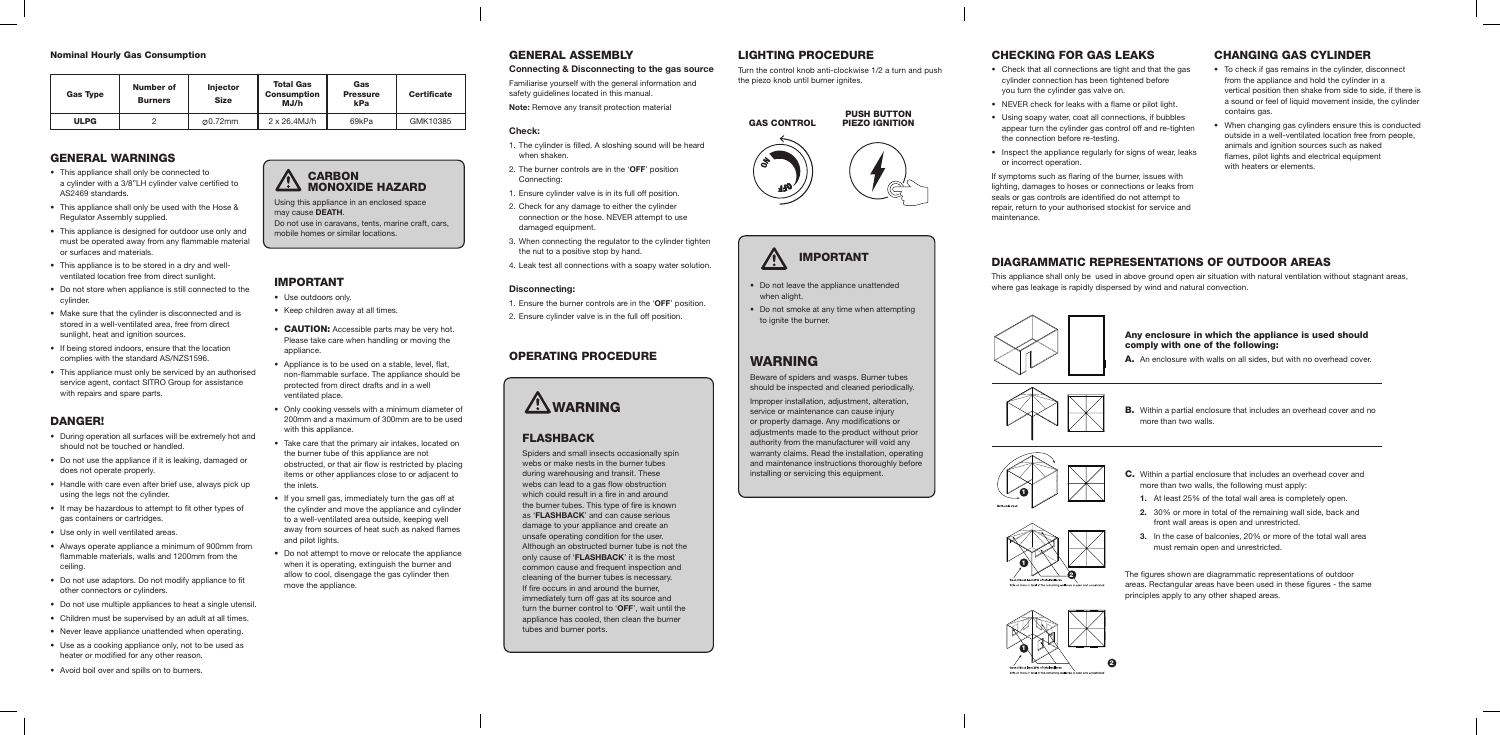#### Nominal Hourly Gas Consumption

| Gas Type | Number of Burners | Injector Size | Total Gas Consumption MJ/h | Gas Pressure kPa | Certificate |
|---|---|---|---|---|---|
| ULPG | 2 | ⌀0.72mm | 2 x 26.4MJ/h | 69kPa | GMK10385 |

## GENERAL WARNINGS

- This appliance shall only be connected to a cylinder with a 3/8"LH cylinder valve certified to AS2469 standards.
- This appliance shall only be used with the Hose & Regulator Assembly supplied.
- This appliance is designed for outdoor use only and must be operated away from any flammable material or surfaces and materials.
- This appliance is to be stored in a dry and well-ventilated location free from direct sunlight.
- Do not store when appliance is still connected to the cylinder.
- Make sure that the cylinder is disconnected and is stored in a well-ventilated area, free from direct sunlight, heat and ignition sources.
- If being stored indoors, ensure that the location complies with the standard AS/NZS1596.
- This appliance must only be serviced by an authorised service agent, contact SITRO Group for assistance with repairs and spare parts.

## CARBON MONOXIDE HAZARD

Using this appliance in an enclosed space may cause **DEATH**.
Do not use in caravans, tents, marine craft, cars, mobile homes or similar locations.

## DANGER!

- During operation all surfaces will be extremely hot and should not be touched or handled.
- Do not use the appliance if it is leaking, damaged or does not operate properly.
- Handle with care even after brief use, always pick up using the legs not the cylinder.
- It may be hazardous to attempt to fit other types of gas containers or cartridges.
- Use only in well ventilated areas.
- Always operate appliance a minimum of 900mm from flammable materials, walls and 1200mm from the ceiling.
- Do not use adaptors. Do not modify appliance to fit other connectors or cylinders.
- Do not use multiple appliances to heat a single utensil.
- Children must be supervised by an adult at all times.
- Never leave appliance unattended when operating.
- Use as a cooking appliance only, not to be used as heater or modified for any other reason.
- Avoid boil over and spills on to burners.

## IMPORTANT

- Use outdoors only.
- Keep children away at all times.
- **CAUTION:** Accessible parts may be very hot. Please take care when handling or moving the appliance.
- Appliance is to be used on a stable, level, flat, non-flammable surface. The appliance should be protected from direct drafts and in a well ventilated place.
- Only cooking vessels with a minimum diameter of 200mm and a maximum of 300mm are to be used with this appliance.
- Take care that the primary air intakes, located on the burner tube of this appliance are not obstructed, or that air flow is restricted by placing items or other appliances close to or adjacent to the inlets.
- If you smell gas, immediately turn the gas off at the cylinder and move the appliance and cylinder to a well-ventilated area outside, keeping well away from sources of heat such as naked flames and pilot lights.
- Do not attempt to move or relocate the appliance when it is operating, extinguish the burner and allow to cool, disengage the gas cylinder then move the appliance.

## GENERAL ASSEMBLY

**Connecting & Disconnecting to the gas source**

Familiarise yourself with the general information and safety guidelines located in this manual.

**Note:** Remove any transit protection material

**Check:**

1. The cylinder is filled. A sloshing sound will be heard when shaken.
2. The burner controls are in the '**OFF**' position
Connecting:
1. Ensure cylinder valve is in its full off position.
2. Check for any damage to either the cylinder connection or the hose. NEVER attempt to use damaged equipment.
3. When connecting the regulator to the cylinder tighten the nut to a positive stop by hand.
4. Leak test all connections with a soapy water solution.

**Disconnecting:**

1. Ensure the burner controls are in the '**OFF**' position.
2. Ensure cylinder valve is in the full off position.

## OPERATING PROCEDURE

## WARNING

### FLASHBACK

Spiders and small insects occasionally spin webs or make nests in the burner tubes during warehousing and transit. These webs can lead to a gas flow obstruction which could result in a fire in and around the burner tubes. This type of fire is known as '**FLASHBACK**' and can cause serious damage to your appliance and create an unsafe operating condition for the user. Although an obstructed burner tube is not the only cause of '**FLASHBACK**' it is the most common cause and frequent inspection and cleaning of the burner tubes is necessary. If fire occurs in and around the burner, immediately turn off gas at its source and turn the burner control to '**OFF**', wait until the appliance has cooled, then clean the burner tubes and burner ports.

## LIGHTING PROCEDURE

Turn the control knob anti-clockwise 1/2 a turn and push the piezo knob until burner ignites.

GAS CONTROL

ON

OFF

PUSH BUTTON PIEZO IGNITION

## IMPORTANT

- Do not leave the appliance unattended when alight.
- Do not smoke at any time when attempting to ignite the burner.

## WARNING

Beware of spiders and wasps. Burner tubes should be inspected and cleaned periodically.

Improper installation, adjustment, alteration, service or maintenance can cause injury or property damage. Any modifications or adjustments made to the product without prior authority from the manufacturer will void any warranty claims. Read the installation, operating and maintenance instructions thoroughly before installing or servicing this equipment.

## CHECKING FOR GAS LEAKS

- Check that all connections are tight and that the gas cylinder connection has been tightened before you turn the cylinder gas valve on.
- NEVER check for leaks with a flame or pilot light.
- Using soapy water, coat all connections, if bubbles appear turn the cylinder gas control off and re-tighten the connection before re-testing.
- Inspect the appliance regularly for signs of wear, leaks or incorrect operation.

If symptoms such as flaring of the burner, issues with lighting, damages to hoses or connections or leaks from seals or gas controls are identified do not attempt to repair, return to your authorised stockist for service and maintenance.

## CHANGING GAS CYLINDER

- To check if gas remains in the cylinder, disconnect from the appliance and hold the cylinder in a vertical position then shake from side to side, if there is a sound or feel of liquid movement inside, the cylinder contains gas.
- When changing gas cylinders ensure this is conducted outside in a well-ventilated location free from people, animals and ignition sources such as naked flames, pilot lights and electrical equipment with heaters or elements.

## DIAGRAMMATIC REPRESENTATIONS OF OUTDOOR AREAS

This appliance shall only be used in above ground open air situation with natural ventilation without stagnant areas, where gas leakage is rapidly dispersed by wind and natural convection.

**Any enclosure in which the appliance is used should comply with one of the following:**

**A.** An enclosure with walls on all sides, but with no overhead cover.

**B.** Within a partial enclosure that includes an overhead cover and no more than two walls.

**C.** Within a partial enclosure that includes an overhead cover and more than two walls, the following must apply:

1. At least 25% of the total wall area is completely open.
2. 30% or more in total of the remaining wall side, back and front wall areas is open and unrestricted.
3. In the case of balconies, 20% or more of the total wall area must remain open and unrestricted.

The figures shown are diagrammatic representations of outdoor areas. Rectangular areas have been used in these figures - the same principles apply to any other shaped areas.